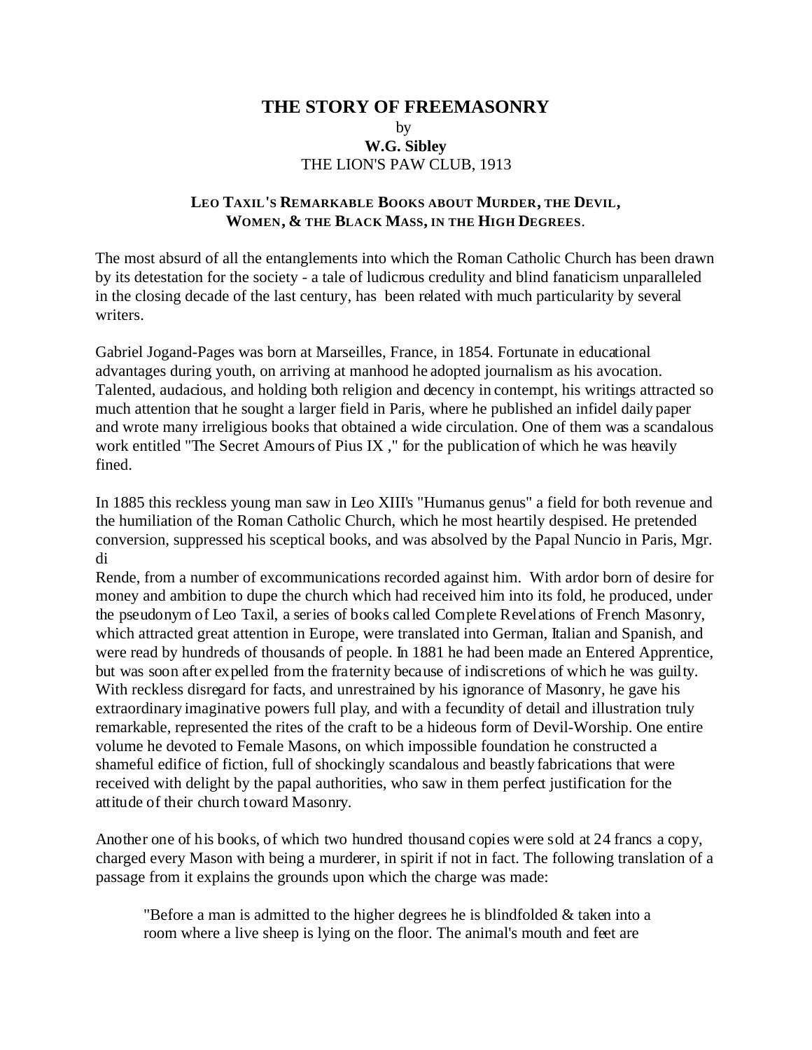# THE STORY OF FREEMASONRY

by

**W.G. Sibley**

THE LION'S PAW CLUB, 1913

## LEO TAXIL'S REMARKABLE BOOKS ABOUT MURDER, THE DEVIL, WOMEN, & THE BLACK MASS, IN THE HIGH DEGREES.

The most absurd of all the entanglements into which the Roman Catholic Church has been drawn by its detestation for the society - a tale of ludicrous credulity and blind fanaticism unparalleled in the closing decade of the last century, has been related with much particularity by several writers.

Gabriel Jogand-Pages was born at Marseilles, France, in 1854. Fortunate in educational advantages during youth, on arriving at manhood he adopted journalism as his avocation. Talented, audacious, and holding both religion and decency in contempt, his writings attracted so much attention that he sought a larger field in Paris, where he published an infidel daily paper and wrote many irreligious books that obtained a wide circulation. One of them was a scandalous work entitled "The Secret Amours of Pius IX ," for the publication of which he was heavily fined.

In 1885 this reckless young man saw in Leo XIII's "Humanus genus" a field for both revenue and the humiliation of the Roman Catholic Church, which he most heartily despised. He pretended conversion, suppressed his sceptical books, and was absolved by the Papal Nuncio in Paris, Mgr. di Rende, from a number of excommunications recorded against him. With ardor born of desire for money and ambition to dupe the church which had received him into its fold, he produced, under the pseudonym of Leo Taxil, a series of books called Complete Revelations of French Masonry, which attracted great attention in Europe, were translated into German, Italian and Spanish, and were read by hundreds of thousands of people. In 1881 he had been made an Entered Apprentice, but was soon after expelled from the fraternity because of indiscretions of which he was guilty. With reckless disregard for facts, and unrestrained by his ignorance of Masonry, he gave his extraordinary imaginative powers full play, and with a fecundity of detail and illustration truly remarkable, represented the rites of the craft to be a hideous form of Devil-Worship. One entire volume he devoted to Female Masons, on which impossible foundation he constructed a shameful edifice of fiction, full of shockingly scandalous and beastly fabrications that were received with delight by the papal authorities, who saw in them perfect justification for the attitude of their church toward Masonry.

Another one of his books, of which two hundred thousand copies were sold at 24 francs a copy, charged every Mason with being a murderer, in spirit if not in fact. The following translation of a passage from it explains the grounds upon which the charge was made:

> "Before a man is admitted to the higher degrees he is blindfolded & taken into a room where a live sheep is lying on the floor. The animal's mouth and feet are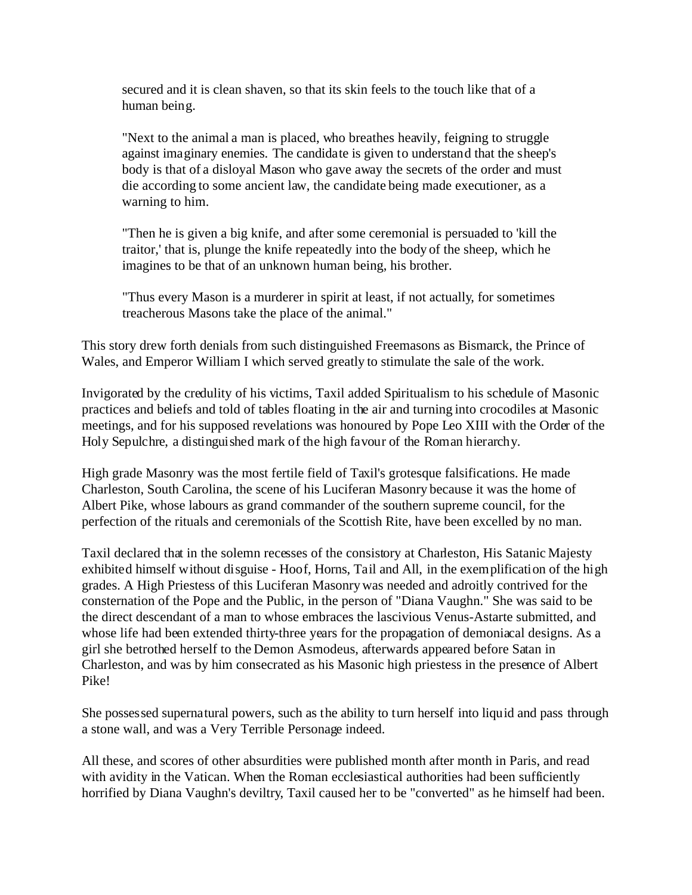> secured and it is clean shaven, so that its skin feels to the touch like that of a human being.
>
> "Next to the animal a man is placed, who breathes heavily, feigning to struggle against imaginary enemies. The candidate is given to understand that the sheep's body is that of a disloyal Mason who gave away the secrets of the order and must die according to some ancient law, the candidate being made executioner, as a warning to him.
>
> "Then he is given a big knife, and after some ceremonial is persuaded to 'kill the traitor,' that is, plunge the knife repeatedly into the body of the sheep, which he imagines to be that of an unknown human being, his brother.
>
> "Thus every Mason is a murderer in spirit at least, if not actually, for sometimes treacherous Masons take the place of the animal."

This story drew forth denials from such distinguished Freemasons as Bismarck, the Prince of Wales, and Emperor William I which served greatly to stimulate the sale of the work.

Invigorated by the credulity of his victims, Taxil added Spiritualism to his schedule of Masonic practices and beliefs and told of tables floating in the air and turning into crocodiles at Masonic meetings, and for his supposed revelations was honoured by Pope Leo XIII with the Order of the Holy Sepulchre, a distinguished mark of the high favour of the Roman hierarchy.

High grade Masonry was the most fertile field of Taxil's grotesque falsifications. He made Charleston, South Carolina, the scene of his Luciferan Masonry because it was the home of Albert Pike, whose labours as grand commander of the southern supreme council, for the perfection of the rituals and ceremonials of the Scottish Rite, have been excelled by no man.

Taxil declared that in the solemn recesses of the consistory at Charleston, His Satanic Majesty exhibited himself without disguise - Hoof, Horns, Tail and All, in the exemplification of the high grades. A High Priestess of this Luciferan Masonry was needed and adroitly contrived for the consternation of the Pope and the Public, in the person of "Diana Vaughn." She was said to be the direct descendant of a man to whose embraces the lascivious Venus-Astarte submitted, and whose life had been extended thirty-three years for the propagation of demoniacal designs. As a girl she betrothed herself to the Demon Asmodeus, afterwards appeared before Satan in Charleston, and was by him consecrated as his Masonic high priestess in the presence of Albert Pike!

She possessed supernatural powers, such as the ability to turn herself into liquid and pass through a stone wall, and was a Very Terrible Personage indeed.

All these, and scores of other absurdities were published month after month in Paris, and read with avidity in the Vatican. When the Roman ecclesiastical authorities had been sufficiently horrified by Diana Vaughn's deviltry, Taxil caused her to be "converted" as he himself had been.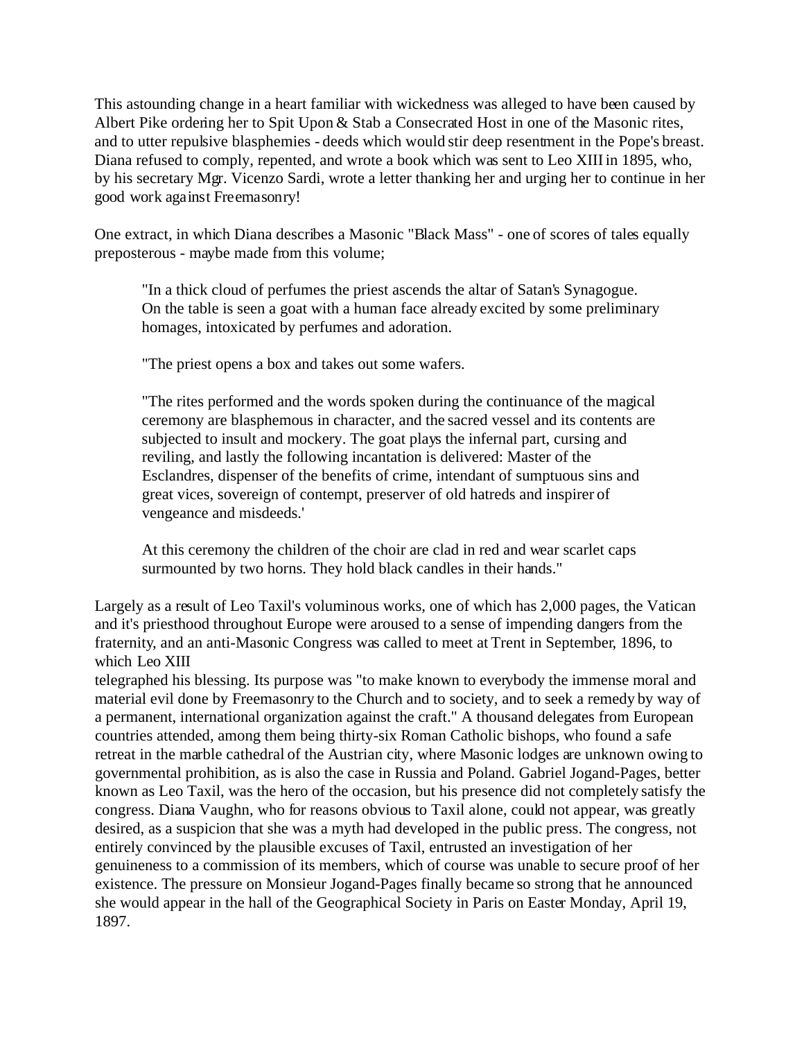This astounding change in a heart familiar with wickedness was alleged to have been caused by Albert Pike ordering her to Spit Upon & Stab a Consecrated Host in one of the Masonic rites, and to utter repulsive blasphemies - deeds which would stir deep resentment in the Pope's breast. Diana refused to comply, repented, and wrote a book which was sent to Leo XIII in 1895, who, by his secretary Mgr. Vicenzo Sardi, wrote a letter thanking her and urging her to continue in her good work against Freemasonry!

One extract, in which Diana describes a Masonic "Black Mass" - one of scores of tales equally preposterous - maybe made from this volume;

> "In a thick cloud of perfumes the priest ascends the altar of Satan's Synagogue. On the table is seen a goat with a human face already excited by some preliminary homages, intoxicated by perfumes and adoration.
>
> "The priest opens a box and takes out some wafers.
>
> "The rites performed and the words spoken during the continuance of the magical ceremony are blasphemous in character, and the sacred vessel and its contents are subjected to insult and mockery. The goat plays the infernal part, cursing and reviling, and lastly the following incantation is delivered: Master of the Esclandres, dispenser of the benefits of crime, intendant of sumptuous sins and great vices, sovereign of contempt, preserver of old hatreds and inspirer of vengeance and misdeeds.'
>
> At this ceremony the children of the choir are clad in red and wear scarlet caps surmounted by two horns. They hold black candles in their hands."

Largely as a result of Leo Taxil's voluminous works, one of which has 2,000 pages, the Vatican and it's priesthood throughout Europe were aroused to a sense of impending dangers from the fraternity, and an anti-Masonic Congress was called to meet at Trent in September, 1896, to which Leo XIII telegraphed his blessing. Its purpose was "to make known to everybody the immense moral and material evil done by Freemasonry to the Church and to society, and to seek a remedy by way of a permanent, international organization against the craft." A thousand delegates from European countries attended, among them being thirty-six Roman Catholic bishops, who found a safe retreat in the marble cathedral of the Austrian city, where Masonic lodges are unknown owing to governmental prohibition, as is also the case in Russia and Poland. Gabriel Jogand-Pages, better known as Leo Taxil, was the hero of the occasion, but his presence did not completely satisfy the congress. Diana Vaughn, who for reasons obvious to Taxil alone, could not appear, was greatly desired, as a suspicion that she was a myth had developed in the public press. The congress, not entirely convinced by the plausible excuses of Taxil, entrusted an investigation of her genuineness to a commission of its members, which of course was unable to secure proof of her existence. The pressure on Monsieur Jogand-Pages finally became so strong that he announced she would appear in the hall of the Geographical Society in Paris on Easter Monday, April 19, 1897.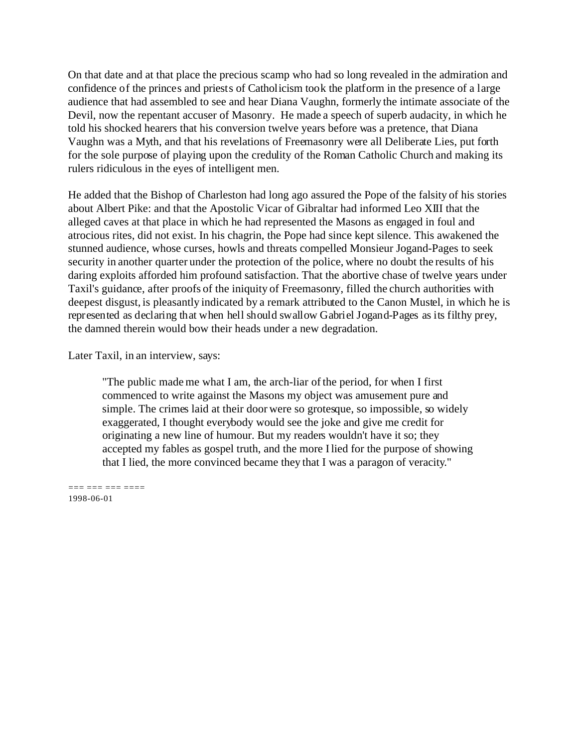On that date and at that place the precious scamp who had so long revealed in the admiration and confidence of the princes and priests of Catholicism took the platform in the presence of a large audience that had assembled to see and hear Diana Vaughn, formerly the intimate associate of the Devil, now the repentant accuser of Masonry. He made a speech of superb audacity, in which he told his shocked hearers that his conversion twelve years before was a pretence, that Diana Vaughn was a Myth, and that his revelations of Freemasonry were all Deliberate Lies, put forth for the sole purpose of playing upon the credulity of the Roman Catholic Church and making its rulers ridiculous in the eyes of intelligent men.

He added that the Bishop of Charleston had long ago assured the Pope of the falsity of his stories about Albert Pike: and that the Apostolic Vicar of Gibraltar had informed Leo XIII that the alleged caves at that place in which he had represented the Masons as engaged in foul and atrocious rites, did not exist. In his chagrin, the Pope had since kept silence. This awakened the stunned audience, whose curses, howls and threats compelled Monsieur Jogand-Pages to seek security in another quarter under the protection of the police, where no doubt the results of his daring exploits afforded him profound satisfaction. That the abortive chase of twelve years under Taxil's guidance, after proofs of the iniquity of Freemasonry, filled the church authorities with deepest disgust, is pleasantly indicated by a remark attributed to the Canon Mustel, in which he is represented as declaring that when hell should swallow Gabriel Jogand-Pages as its filthy prey, the damned therein would bow their heads under a new degradation.

Later Taxil, in an interview, says:

> "The public made me what I am, the arch-liar of the period, for when I first commenced to write against the Masons my object was amusement pure and simple. The crimes laid at their door were so grotesque, so impossible, so widely exaggerated, I thought everybody would see the joke and give me credit for originating a new line of humour. But my readers wouldn't have it so; they accepted my fables as gospel truth, and the more I lied for the purpose of showing that I lied, the more convinced became they that I was a paragon of veracity."

=== === === ====
1998-06-01